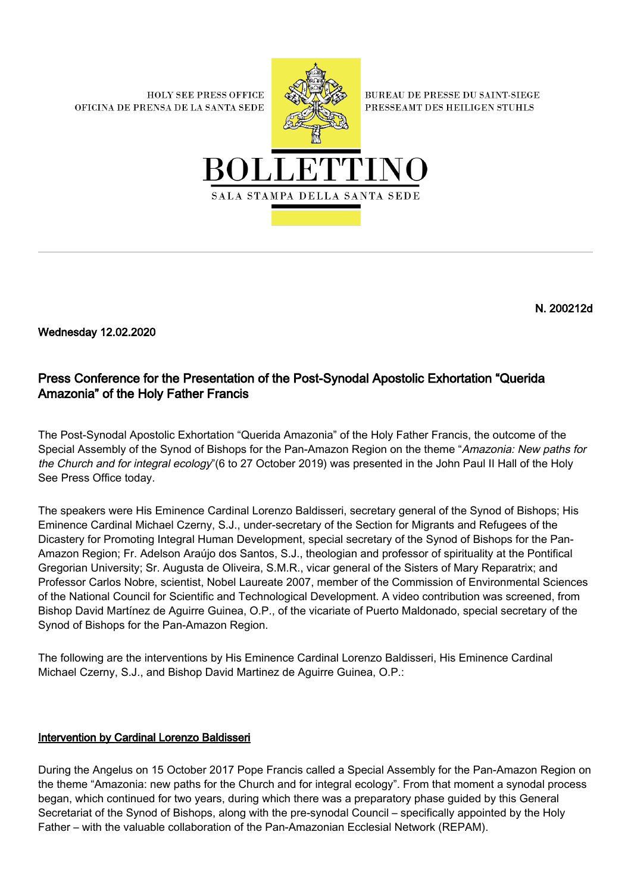HOLY SEE PRESS OFFICE
OFICINA DE PRENSA DE LA SANTA SEDE

BUREAU DE PRESSE DU SAINT-SIEGE
PRESSEAMT DES HEILIGEN STUHLS

# BOLLETTINO

SALA STAMPA DELLA SANTA SEDE

**N. 200212d**

**Wednesday 12.02.2020**

## Press Conference for the Presentation of the Post-Synodal Apostolic Exhortation "Querida Amazonia" of the Holy Father Francis

The Post-Synodal Apostolic Exhortation "Querida Amazonia" of the Holy Father Francis, the outcome of the Special Assembly of the Synod of Bishops for the Pan-Amazon Region on the theme "*Amazonia: New paths for the Church and for integral ecology*"(6 to 27 October 2019) was presented in the John Paul II Hall of the Holy See Press Office today.

The speakers were His Eminence Cardinal Lorenzo Baldisseri, secretary general of the Synod of Bishops; His Eminence Cardinal Michael Czerny, S.J., under-secretary of the Section for Migrants and Refugees of the Dicastery for Promoting Integral Human Development, special secretary of the Synod of Bishops for the Pan-Amazon Region; Fr. Adelson Araújo dos Santos, S.J., theologian and professor of spirituality at the Pontifical Gregorian University; Sr. Augusta de Oliveira, S.M.R., vicar general of the Sisters of Mary Reparatrix; and Professor Carlos Nobre, scientist, Nobel Laureate 2007, member of the Commission of Environmental Sciences of the National Council for Scientific and Technological Development. A video contribution was screened, from Bishop David Martínez de Aguirre Guinea, O.P., of the vicariate of Puerto Maldonado, special secretary of the Synod of Bishops for the Pan-Amazon Region.

The following are the interventions by His Eminence Cardinal Lorenzo Baldisseri, His Eminence Cardinal Michael Czerny, S.J., and Bishop David Martinez de Aguirre Guinea, O.P.:

### Intervention by Cardinal Lorenzo Baldisseri

During the Angelus on 15 October 2017 Pope Francis called a Special Assembly for the Pan-Amazon Region on the theme "Amazonia: new paths for the Church and for integral ecology". From that moment a synodal process began, which continued for two years, during which there was a preparatory phase guided by this General Secretariat of the Synod of Bishops, along with the pre-synodal Council – specifically appointed by the Holy Father – with the valuable collaboration of the Pan-Amazonian Ecclesial Network (REPAM).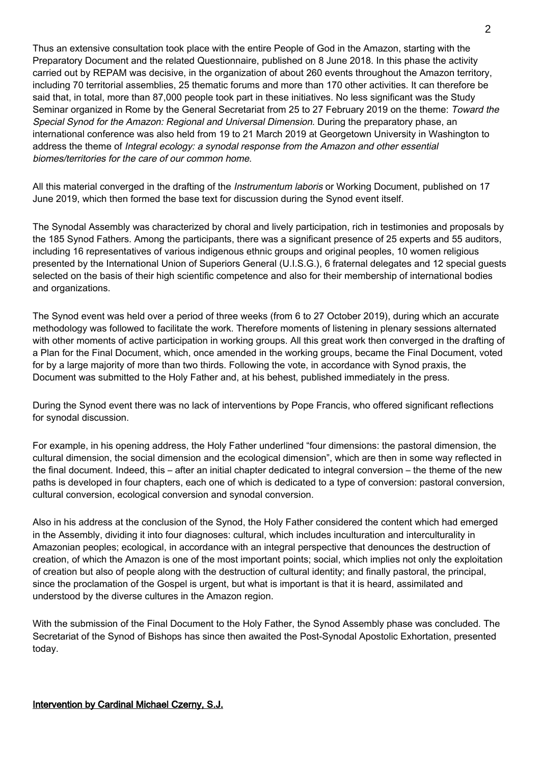Thus an extensive consultation took place with the entire People of God in the Amazon, starting with the Preparatory Document and the related Questionnaire, published on 8 June 2018. In this phase the activity carried out by REPAM was decisive, in the organization of about 260 events throughout the Amazon territory, including 70 territorial assemblies, 25 thematic forums and more than 170 other activities. It can therefore be said that, in total, more than 87,000 people took part in these initiatives. No less significant was the Study Seminar organized in Rome by the General Secretariat from 25 to 27 February 2019 on the theme: *Toward the Special Synod for the Amazon: Regional and Universal Dimension*. During the preparatory phase, an international conference was also held from 19 to 21 March 2019 at Georgetown University in Washington to address the theme of *Integral ecology: a synodal response from the Amazon and other essential biomes/territories for the care of our common home.*

All this material converged in the drafting of the *Instrumentum laboris* or Working Document, published on 17 June 2019, which then formed the base text for discussion during the Synod event itself.

The Synodal Assembly was characterized by choral and lively participation, rich in testimonies and proposals by the 185 Synod Fathers. Among the participants, there was a significant presence of 25 experts and 55 auditors, including 16 representatives of various indigenous ethnic groups and original peoples, 10 women religious presented by the International Union of Superiors General (U.I.S.G.), 6 fraternal delegates and 12 special guests selected on the basis of their high scientific competence and also for their membership of international bodies and organizations.

The Synod event was held over a period of three weeks (from 6 to 27 October 2019), during which an accurate methodology was followed to facilitate the work. Therefore moments of listening in plenary sessions alternated with other moments of active participation in working groups. All this great work then converged in the drafting of a Plan for the Final Document, which, once amended in the working groups, became the Final Document, voted for by a large majority of more than two thirds. Following the vote, in accordance with Synod praxis, the Document was submitted to the Holy Father and, at his behest, published immediately in the press.

During the Synod event there was no lack of interventions by Pope Francis, who offered significant reflections for synodal discussion.

For example, in his opening address, the Holy Father underlined "four dimensions: the pastoral dimension, the cultural dimension, the social dimension and the ecological dimension", which are then in some way reflected in the final document. Indeed, this – after an initial chapter dedicated to integral conversion – the theme of the new paths is developed in four chapters, each one of which is dedicated to a type of conversion: pastoral conversion, cultural conversion, ecological conversion and synodal conversion.

Also in his address at the conclusion of the Synod, the Holy Father considered the content which had emerged in the Assembly, dividing it into four diagnoses: cultural, which includes inculturation and interculturality in Amazonian peoples; ecological, in accordance with an integral perspective that denounces the destruction of creation, of which the Amazon is one of the most important points; social, which implies not only the exploitation of creation but also of people along with the destruction of cultural identity; and finally pastoral, the principal, since the proclamation of the Gospel is urgent, but what is important is that it is heard, assimilated and understood by the diverse cultures in the Amazon region.

With the submission of the Final Document to the Holy Father, the Synod Assembly phase was concluded. The Secretariat of the Synod of Bishops has since then awaited the Post-Synodal Apostolic Exhortation, presented today.

**Intervention by Cardinal Michael Czerny, S.J.**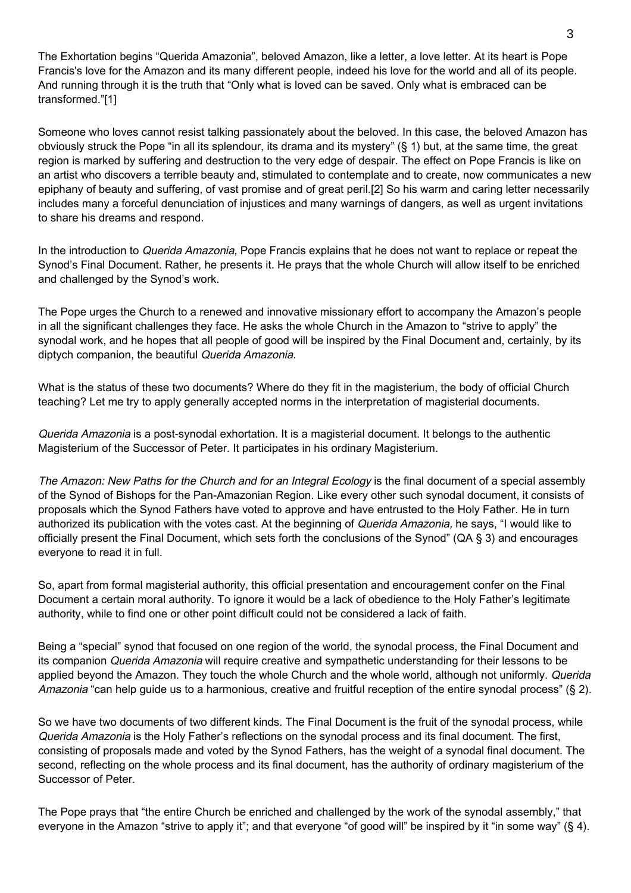The Exhortation begins "Querida Amazonia", beloved Amazon, like a letter, a love letter. At its heart is Pope Francis's love for the Amazon and its many different people, indeed his love for the world and all of its people. And running through it is the truth that "Only what is loved can be saved. Only what is embraced can be transformed."[1]

Someone who loves cannot resist talking passionately about the beloved. In this case, the beloved Amazon has obviously struck the Pope "in all its splendour, its drama and its mystery" (§ 1) but, at the same time, the great region is marked by suffering and destruction to the very edge of despair. The effect on Pope Francis is like on an artist who discovers a terrible beauty and, stimulated to contemplate and to create, now communicates a new epiphany of beauty and suffering, of vast promise and of great peril.[2] So his warm and caring letter necessarily includes many a forceful denunciation of injustices and many warnings of dangers, as well as urgent invitations to share his dreams and respond.

In the introduction to *Querida Amazonia*, Pope Francis explains that he does not want to replace or repeat the Synod's Final Document. Rather, he presents it. He prays that the whole Church will allow itself to be enriched and challenged by the Synod's work.

The Pope urges the Church to a renewed and innovative missionary effort to accompany the Amazon's people in all the significant challenges they face. He asks the whole Church in the Amazon to "strive to apply" the synodal work, and he hopes that all people of good will be inspired by the Final Document and, certainly, by its diptych companion, the beautiful *Querida Amazonia*.

What is the status of these two documents? Where do they fit in the magisterium, the body of official Church teaching? Let me try to apply generally accepted norms in the interpretation of magisterial documents.

*Querida Amazonia* is a post-synodal exhortation. It is a magisterial document. It belongs to the authentic Magisterium of the Successor of Peter. It participates in his ordinary Magisterium.

*The Amazon: New Paths for the Church and for an Integral Ecology* is the final document of a special assembly of the Synod of Bishops for the Pan-Amazonian Region. Like every other such synodal document, it consists of proposals which the Synod Fathers have voted to approve and have entrusted to the Holy Father. He in turn authorized its publication with the votes cast. At the beginning of *Querida Amazonia,* he says, "I would like to officially present the Final Document, which sets forth the conclusions of the Synod" (QA § 3) and encourages everyone to read it in full.

So, apart from formal magisterial authority, this official presentation and encouragement confer on the Final Document a certain moral authority. To ignore it would be a lack of obedience to the Holy Father's legitimate authority, while to find one or other point difficult could not be considered a lack of faith.

Being a "special" synod that focused on one region of the world, the synodal process, the Final Document and its companion *Querida Amazonia* will require creative and sympathetic understanding for their lessons to be applied beyond the Amazon. They touch the whole Church and the whole world, although not uniformly. *Querida Amazonia* "can help guide us to a harmonious, creative and fruitful reception of the entire synodal process" (§ 2).

So we have two documents of two different kinds. The Final Document is the fruit of the synodal process, while *Querida Amazonia* is the Holy Father's reflections on the synodal process and its final document. The first, consisting of proposals made and voted by the Synod Fathers, has the weight of a synodal final document. The second, reflecting on the whole process and its final document, has the authority of ordinary magisterium of the Successor of Peter.

The Pope prays that "the entire Church be enriched and challenged by the work of the synodal assembly," that everyone in the Amazon "strive to apply it"; and that everyone "of good will" be inspired by it "in some way" (§ 4).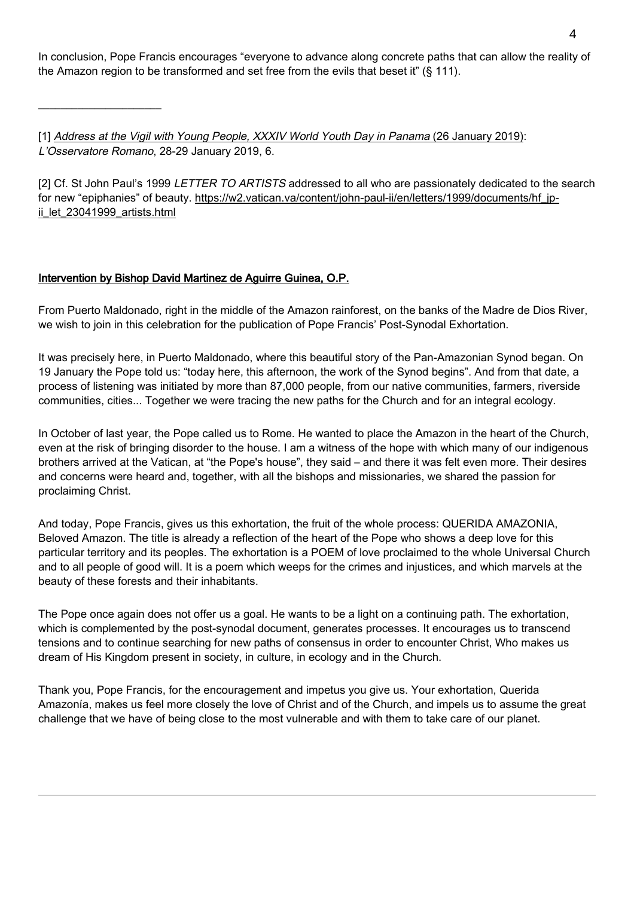In conclusion, Pope Francis encourages "everyone to advance along concrete paths that can allow the reality of the Amazon region to be transformed and set free from the evils that beset it" (§ 111).

---

[1] *Address at the Vigil with Young People, XXXIV World Youth Day in Panama* (26 January 2019): *L'Osservatore Romano*, 28-29 January 2019, 6.

[2] Cf. St John Paul's 1999 *LETTER TO ARTISTS* addressed to all who are passionately dedicated to the search for new "epiphanies" of beauty. https://w2.vatican.va/content/john-paul-ii/en/letters/1999/documents/hf_jp-ii_let_23041999_artists.html

## Intervention by Bishop David Martinez de Aguirre Guinea, O.P.

From Puerto Maldonado, right in the middle of the Amazon rainforest, on the banks of the Madre de Dios River, we wish to join in this celebration for the publication of Pope Francis' Post-Synodal Exhortation.

It was precisely here, in Puerto Maldonado, where this beautiful story of the Pan-Amazonian Synod began. On 19 January the Pope told us: "today here, this afternoon, the work of the Synod begins". And from that date, a process of listening was initiated by more than 87,000 people, from our native communities, farmers, riverside communities, cities... Together we were tracing the new paths for the Church and for an integral ecology.

In October of last year, the Pope called us to Rome. He wanted to place the Amazon in the heart of the Church, even at the risk of bringing disorder to the house. I am a witness of the hope with which many of our indigenous brothers arrived at the Vatican, at "the Pope's house", they said – and there it was felt even more. Their desires and concerns were heard and, together, with all the bishops and missionaries, we shared the passion for proclaiming Christ.

And today, Pope Francis, gives us this exhortation, the fruit of the whole process: QUERIDA AMAZONIA, Beloved Amazon. The title is already a reflection of the heart of the Pope who shows a deep love for this particular territory and its peoples. The exhortation is a POEM of love proclaimed to the whole Universal Church and to all people of good will. It is a poem which weeps for the crimes and injustices, and which marvels at the beauty of these forests and their inhabitants.

The Pope once again does not offer us a goal. He wants to be a light on a continuing path. The exhortation, which is complemented by the post-synodal document, generates processes. It encourages us to transcend tensions and to continue searching for new paths of consensus in order to encounter Christ, Who makes us dream of His Kingdom present in society, in culture, in ecology and in the Church.

Thank you, Pope Francis, for the encouragement and impetus you give us. Your exhortation, Querida Amazonía, makes us feel more closely the love of Christ and of the Church, and impels us to assume the great challenge that we have of being close to the most vulnerable and with them to take care of our planet.